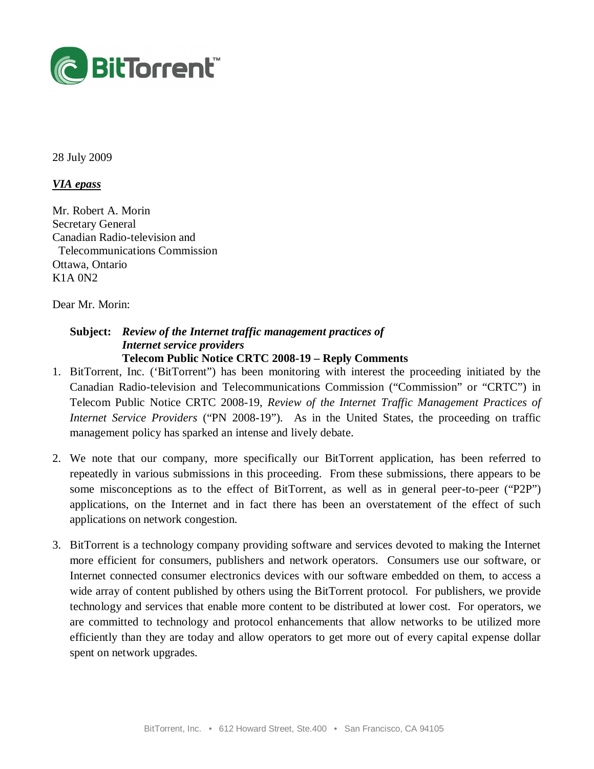BitTorrent™

28 July 2009

***VIA epass***

Mr. Robert A. Morin
Secretary General
Canadian Radio-television and
Telecommunications Commission
Ottawa, Ontario
K1A 0N2

Dear Mr. Morin:

**Subject:** ***Review of the Internet traffic management practices of Internet service providers***
**Telecom Public Notice CRTC 2008-19 – Reply Comments**

1. BitTorrent, Inc. ('BitTorrent") has been monitoring with interest the proceeding initiated by the Canadian Radio-television and Telecommunications Commission ("Commission" or "CRTC") in Telecom Public Notice CRTC 2008-19, *Review of the Internet Traffic Management Practices of Internet Service Providers* ("PN 2008-19"). As in the United States, the proceeding on traffic management policy has sparked an intense and lively debate.

2. We note that our company, more specifically our BitTorrent application, has been referred to repeatedly in various submissions in this proceeding. From these submissions, there appears to be some misconceptions as to the effect of BitTorrent, as well as in general peer-to-peer ("P2P") applications, on the Internet and in fact there has been an overstatement of the effect of such applications on network congestion.

3. BitTorrent is a technology company providing software and services devoted to making the Internet more efficient for consumers, publishers and network operators. Consumers use our software, or Internet connected consumer electronics devices with our software embedded on them, to access a wide array of content published by others using the BitTorrent protocol. For publishers, we provide technology and services that enable more content to be distributed at lower cost. For operators, we are committed to technology and protocol enhancements that allow networks to be utilized more efficiently than they are today and allow operators to get more out of every capital expense dollar spent on network upgrades.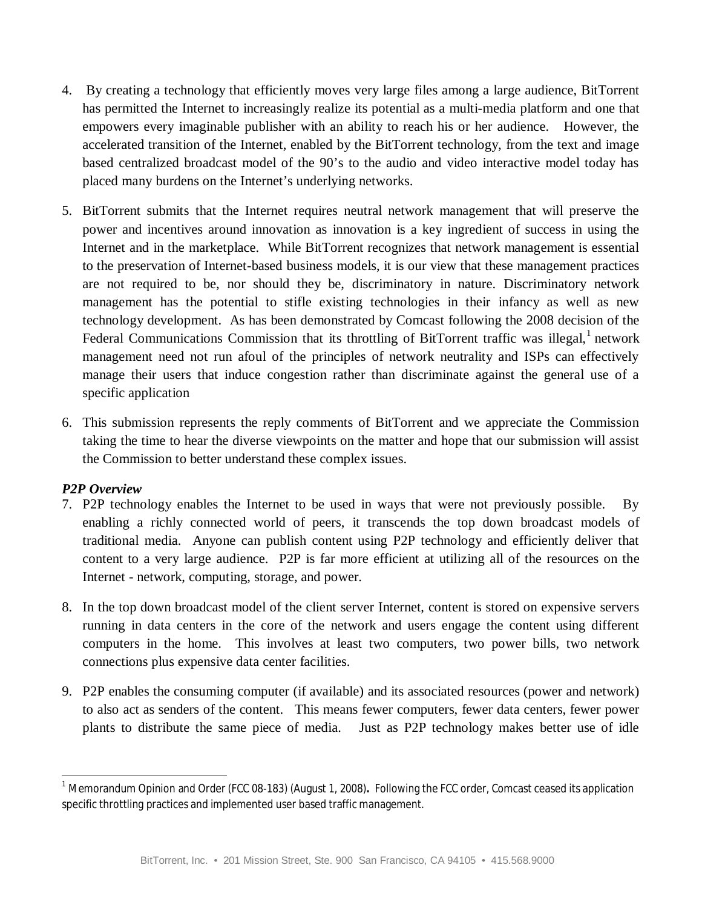4. By creating a technology that efficiently moves very large files among a large audience, BitTorrent has permitted the Internet to increasingly realize its potential as a multi-media platform and one that empowers every imaginable publisher with an ability to reach his or her audience. However, the accelerated transition of the Internet, enabled by the BitTorrent technology, from the text and image based centralized broadcast model of the 90's to the audio and video interactive model today has placed many burdens on the Internet's underlying networks.

5. BitTorrent submits that the Internet requires neutral network management that will preserve the power and incentives around innovation as innovation is a key ingredient of success in using the Internet and in the marketplace. While BitTorrent recognizes that network management is essential to the preservation of Internet-based business models, it is our view that these management practices are not required to be, nor should they be, discriminatory in nature. Discriminatory network management has the potential to stifle existing technologies in their infancy as well as new technology development. As has been demonstrated by Comcast following the 2008 decision of the Federal Communications Commission that its throttling of BitTorrent traffic was illegal,[1] network management need not run afoul of the principles of network neutrality and ISPs can effectively manage their users that induce congestion rather than discriminate against the general use of a specific application

6. This submission represents the reply comments of BitTorrent and we appreciate the Commission taking the time to hear the diverse viewpoints on the matter and hope that our submission will assist the Commission to better understand these complex issues.

***P2P Overview***

7. P2P technology enables the Internet to be used in ways that were not previously possible. By enabling a richly connected world of peers, it transcends the top down broadcast models of traditional media. Anyone can publish content using P2P technology and efficiently deliver that content to a very large audience. P2P is far more efficient at utilizing all of the resources on the Internet - network, computing, storage, and power.

8. In the top down broadcast model of the client server Internet, content is stored on expensive servers running in data centers in the core of the network and users engage the content using different computers in the home. This involves at least two computers, two power bills, two network connections plus expensive data center facilities.

9. P2P enables the consuming computer (if available) and its associated resources (power and network) to also act as senders of the content. This means fewer computers, fewer data centers, fewer power plants to distribute the same piece of media. Just as P2P technology makes better use of idle

---

[1] Memorandum Opinion and Order (FCC 08-183) (August 1, 2008). Following the FCC order, Comcast ceased its application specific throttling practices and implemented user based traffic management.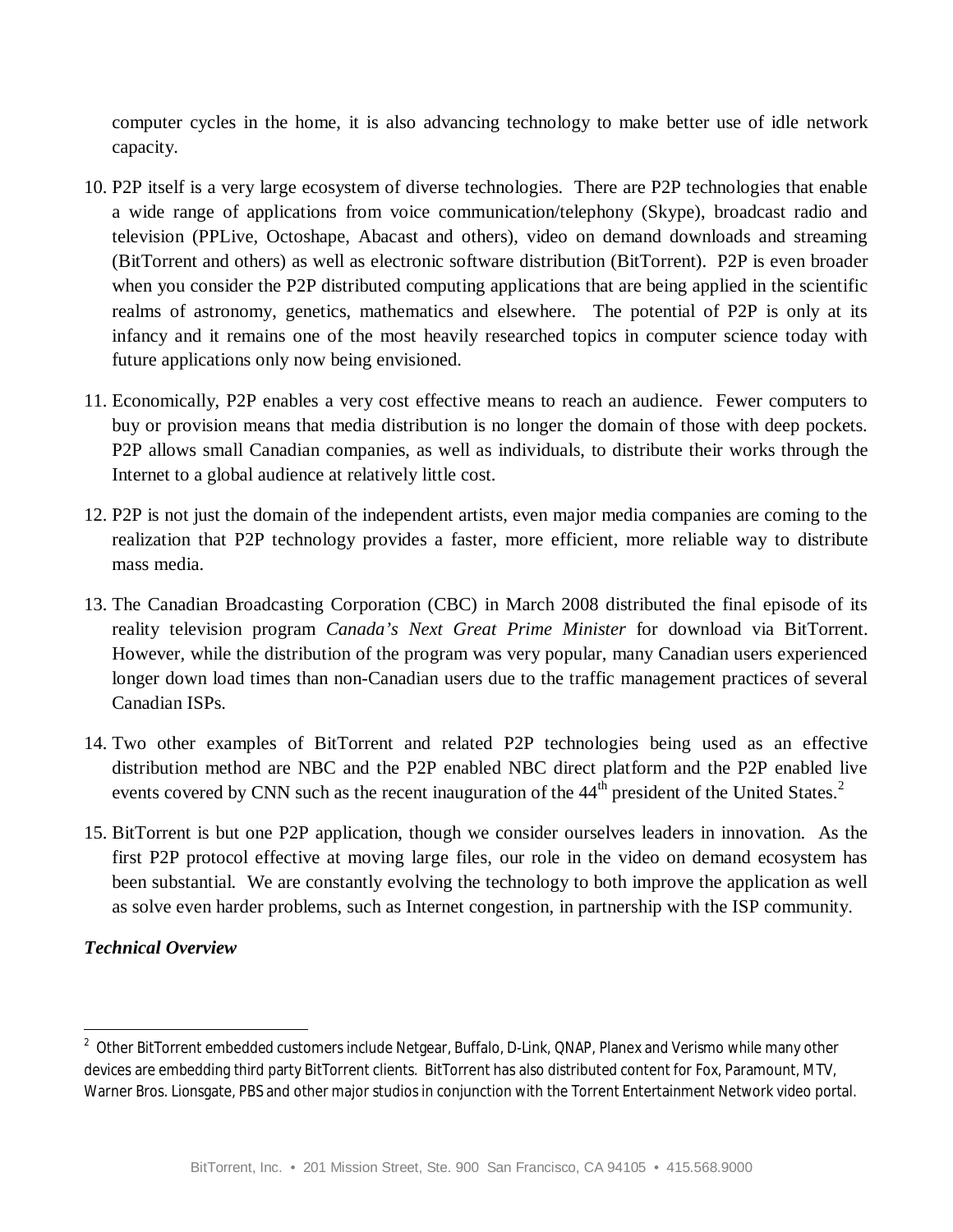computer cycles in the home, it is also advancing technology to make better use of idle network capacity.

10. P2P itself is a very large ecosystem of diverse technologies. There are P2P technologies that enable a wide range of applications from voice communication/telephony (Skype), broadcast radio and television (PPLive, Octoshape, Abacast and others), video on demand downloads and streaming (BitTorrent and others) as well as electronic software distribution (BitTorrent). P2P is even broader when you consider the P2P distributed computing applications that are being applied in the scientific realms of astronomy, genetics, mathematics and elsewhere. The potential of P2P is only at its infancy and it remains one of the most heavily researched topics in computer science today with future applications only now being envisioned.

11. Economically, P2P enables a very cost effective means to reach an audience. Fewer computers to buy or provision means that media distribution is no longer the domain of those with deep pockets. P2P allows small Canadian companies, as well as individuals, to distribute their works through the Internet to a global audience at relatively little cost.

12. P2P is not just the domain of the independent artists, even major media companies are coming to the realization that P2P technology provides a faster, more efficient, more reliable way to distribute mass media.

13. The Canadian Broadcasting Corporation (CBC) in March 2008 distributed the final episode of its reality television program *Canada's Next Great Prime Minister* for download via BitTorrent. However, while the distribution of the program was very popular, many Canadian users experienced longer down load times than non-Canadian users due to the traffic management practices of several Canadian ISPs.

14. Two other examples of BitTorrent and related P2P technologies being used as an effective distribution method are NBC and the P2P enabled NBC direct platform and the P2P enabled live events covered by CNN such as the recent inauguration of the 44th president of the United States.[2]

15. BitTorrent is but one P2P application, though we consider ourselves leaders in innovation. As the first P2P protocol effective at moving large files, our role in the video on demand ecosystem has been substantial. We are constantly evolving the technology to both improve the application as well as solve even harder problems, such as Internet congestion, in partnership with the ISP community.

***Technical Overview***

---

[2] Other BitTorrent embedded customers include Netgear, Buffalo, D-Link, QNAP, Planex and Verismo while many other devices are embedding third party BitTorrent clients. BitTorrent has also distributed content for Fox, Paramount, MTV, Warner Bros. Lionsgate, PBS and other major studios in conjunction with the Torrent Entertainment Network video portal.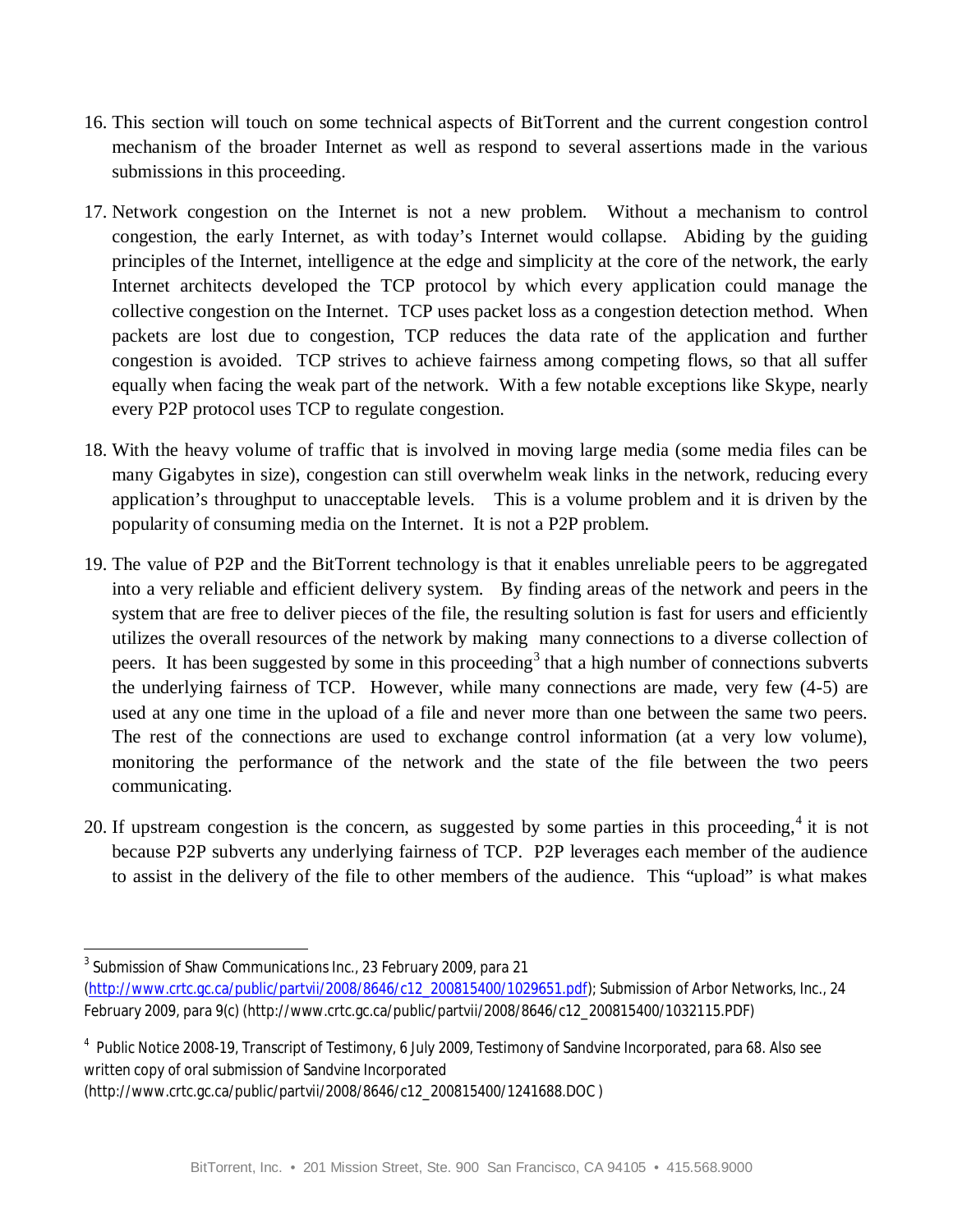16. This section will touch on some technical aspects of BitTorrent and the current congestion control mechanism of the broader Internet as well as respond to several assertions made in the various submissions in this proceeding.

17. Network congestion on the Internet is not a new problem. Without a mechanism to control congestion, the early Internet, as with today's Internet would collapse. Abiding by the guiding principles of the Internet, intelligence at the edge and simplicity at the core of the network, the early Internet architects developed the TCP protocol by which every application could manage the collective congestion on the Internet. TCP uses packet loss as a congestion detection method. When packets are lost due to congestion, TCP reduces the data rate of the application and further congestion is avoided. TCP strives to achieve fairness among competing flows, so that all suffer equally when facing the weak part of the network. With a few notable exceptions like Skype, nearly every P2P protocol uses TCP to regulate congestion.

18. With the heavy volume of traffic that is involved in moving large media (some media files can be many Gigabytes in size), congestion can still overwhelm weak links in the network, reducing every application's throughput to unacceptable levels. This is a volume problem and it is driven by the popularity of consuming media on the Internet. It is not a P2P problem.

19. The value of P2P and the BitTorrent technology is that it enables unreliable peers to be aggregated into a very reliable and efficient delivery system. By finding areas of the network and peers in the system that are free to deliver pieces of the file, the resulting solution is fast for users and efficiently utilizes the overall resources of the network by making many connections to a diverse collection of peers. It has been suggested by some in this proceeding[3] that a high number of connections subverts the underlying fairness of TCP. However, while many connections are made, very few (4-5) are used at any one time in the upload of a file and never more than one between the same two peers. The rest of the connections are used to exchange control information (at a very low volume), monitoring the performance of the network and the state of the file between the two peers communicating.

20. If upstream congestion is the concern, as suggested by some parties in this proceeding,[4] it is not because P2P subverts any underlying fairness of TCP. P2P leverages each member of the audience to assist in the delivery of the file to other members of the audience. This "upload" is what makes

---

[3] Submission of Shaw Communications Inc., 23 February 2009, para 21 (http://www.crtc.gc.ca/public/partvii/2008/8646/c12_200815400/1029651.pdf); Submission of Arbor Networks, Inc., 24 February 2009, para 9(c) (http://www.crtc.gc.ca/public/partvii/2008/8646/c12_200815400/1032115.PDF)

[4] Public Notice 2008-19, Transcript of Testimony, 6 July 2009, Testimony of Sandvine Incorporated, para 68. Also see written copy of oral submission of Sandvine Incorporated (http://www.crtc.gc.ca/public/partvii/2008/8646/c12_200815400/1241688.DOC )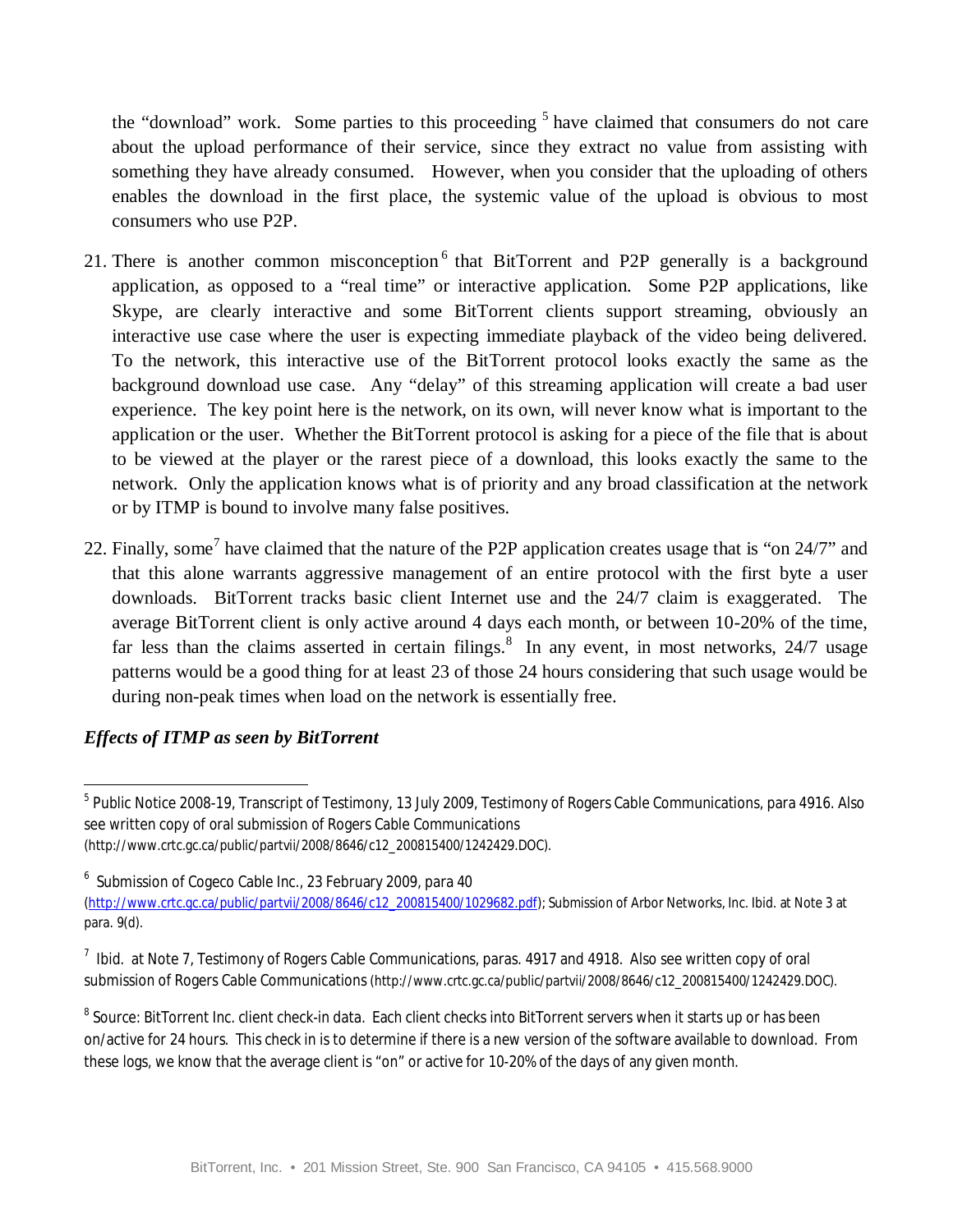the "download" work. Some parties to this proceeding [5] have claimed that consumers do not care about the upload performance of their service, since they extract no value from assisting with something they have already consumed. However, when you consider that the uploading of others enables the download in the first place, the systemic value of the upload is obvious to most consumers who use P2P.

21. There is another common misconception [6] that BitTorrent and P2P generally is a background application, as opposed to a "real time" or interactive application. Some P2P applications, like Skype, are clearly interactive and some BitTorrent clients support streaming, obviously an interactive use case where the user is expecting immediate playback of the video being delivered. To the network, this interactive use of the BitTorrent protocol looks exactly the same as the background download use case. Any "delay" of this streaming application will create a bad user experience. The key point here is the network, on its own, will never know what is important to the application or the user. Whether the BitTorrent protocol is asking for a piece of the file that is about to be viewed at the player or the rarest piece of a download, this looks exactly the same to the network. Only the application knows what is of priority and any broad classification at the network or by ITMP is bound to involve many false positives.

22. Finally, some[7] have claimed that the nature of the P2P application creates usage that is "on 24/7" and that this alone warrants aggressive management of an entire protocol with the first byte a user downloads. BitTorrent tracks basic client Internet use and the 24/7 claim is exaggerated. The average BitTorrent client is only active around 4 days each month, or between 10-20% of the time, far less than the claims asserted in certain filings.[8] In any event, in most networks, 24/7 usage patterns would be a good thing for at least 23 of those 24 hours considering that such usage would be during non-peak times when load on the network is essentially free.

***Effects of ITMP as seen by BitTorrent***

---

[5] Public Notice 2008-19, Transcript of Testimony, 13 July 2009, Testimony of Rogers Cable Communications, para 4916. Also see written copy of oral submission of Rogers Cable Communications (http://www.crtc.gc.ca/public/partvii/2008/8646/c12_200815400/1242429.DOC).

[6] Submission of Cogeco Cable Inc., 23 February 2009, para 40 (http://www.crtc.gc.ca/public/partvii/2008/8646/c12_200815400/1029682.pdf); Submission of Arbor Networks, Inc. Ibid. at Note 3 at para. 9(d).

[7] Ibid. at Note 7, Testimony of Rogers Cable Communications, paras. 4917 and 4918. Also see written copy of oral submission of Rogers Cable Communications (http://www.crtc.gc.ca/public/partvii/2008/8646/c12_200815400/1242429.DOC).

[8] Source: BitTorrent Inc. client check-in data. Each client checks into BitTorrent servers when it starts up or has been on/active for 24 hours. This check in is to determine if there is a new version of the software available to download. From these logs, we know that the average client is "on" or active for 10-20% of the days of any given month.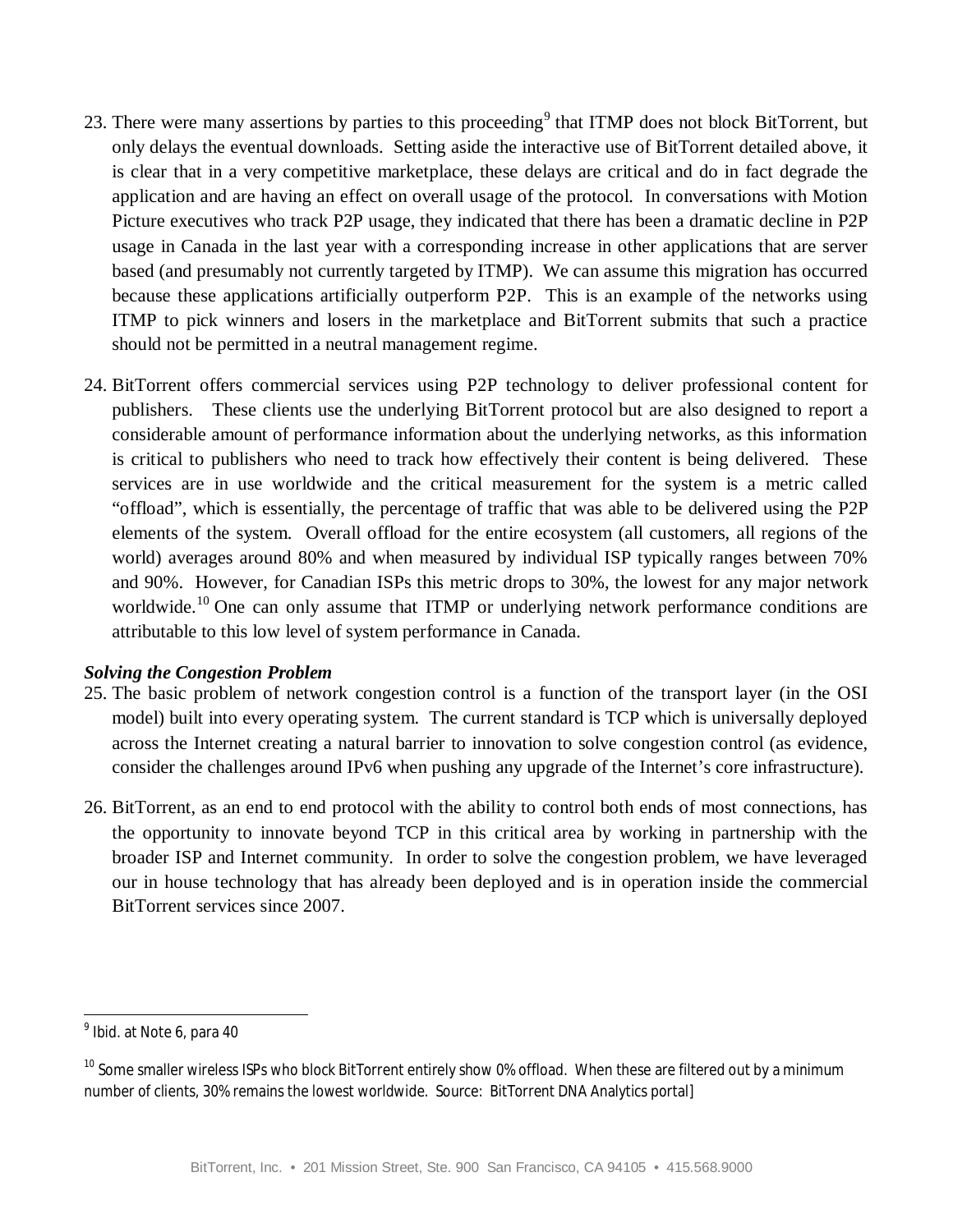23. There were many assertions by parties to this proceeding[9] that ITMP does not block BitTorrent, but only delays the eventual downloads. Setting aside the interactive use of BitTorrent detailed above, it is clear that in a very competitive marketplace, these delays are critical and do in fact degrade the application and are having an effect on overall usage of the protocol. In conversations with Motion Picture executives who track P2P usage, they indicated that there has been a dramatic decline in P2P usage in Canada in the last year with a corresponding increase in other applications that are server based (and presumably not currently targeted by ITMP). We can assume this migration has occurred because these applications artificially outperform P2P. This is an example of the networks using ITMP to pick winners and losers in the marketplace and BitTorrent submits that such a practice should not be permitted in a neutral management regime.

24. BitTorrent offers commercial services using P2P technology to deliver professional content for publishers. These clients use the underlying BitTorrent protocol but are also designed to report a considerable amount of performance information about the underlying networks, as this information is critical to publishers who need to track how effectively their content is being delivered. These services are in use worldwide and the critical measurement for the system is a metric called "offload", which is essentially, the percentage of traffic that was able to be delivered using the P2P elements of the system. Overall offload for the entire ecosystem (all customers, all regions of the world) averages around 80% and when measured by individual ISP typically ranges between 70% and 90%. However, for Canadian ISPs this metric drops to 30%, the lowest for any major network worldwide.[10] One can only assume that ITMP or underlying network performance conditions are attributable to this low level of system performance in Canada.

***Solving the Congestion Problem***

25. The basic problem of network congestion control is a function of the transport layer (in the OSI model) built into every operating system. The current standard is TCP which is universally deployed across the Internet creating a natural barrier to innovation to solve congestion control (as evidence, consider the challenges around IPv6 when pushing any upgrade of the Internet's core infrastructure).

26. BitTorrent, as an end to end protocol with the ability to control both ends of most connections, has the opportunity to innovate beyond TCP in this critical area by working in partnership with the broader ISP and Internet community. In order to solve the congestion problem, we have leveraged our in house technology that has already been deployed and is in operation inside the commercial BitTorrent services since 2007.

---

[9] Ibid. at Note 6, para 40

[10] Some smaller wireless ISPs who block BitTorrent entirely show 0% offload. When these are filtered out by a minimum number of clients, 30% remains the lowest worldwide. Source: BitTorrent DNA Analytics portal]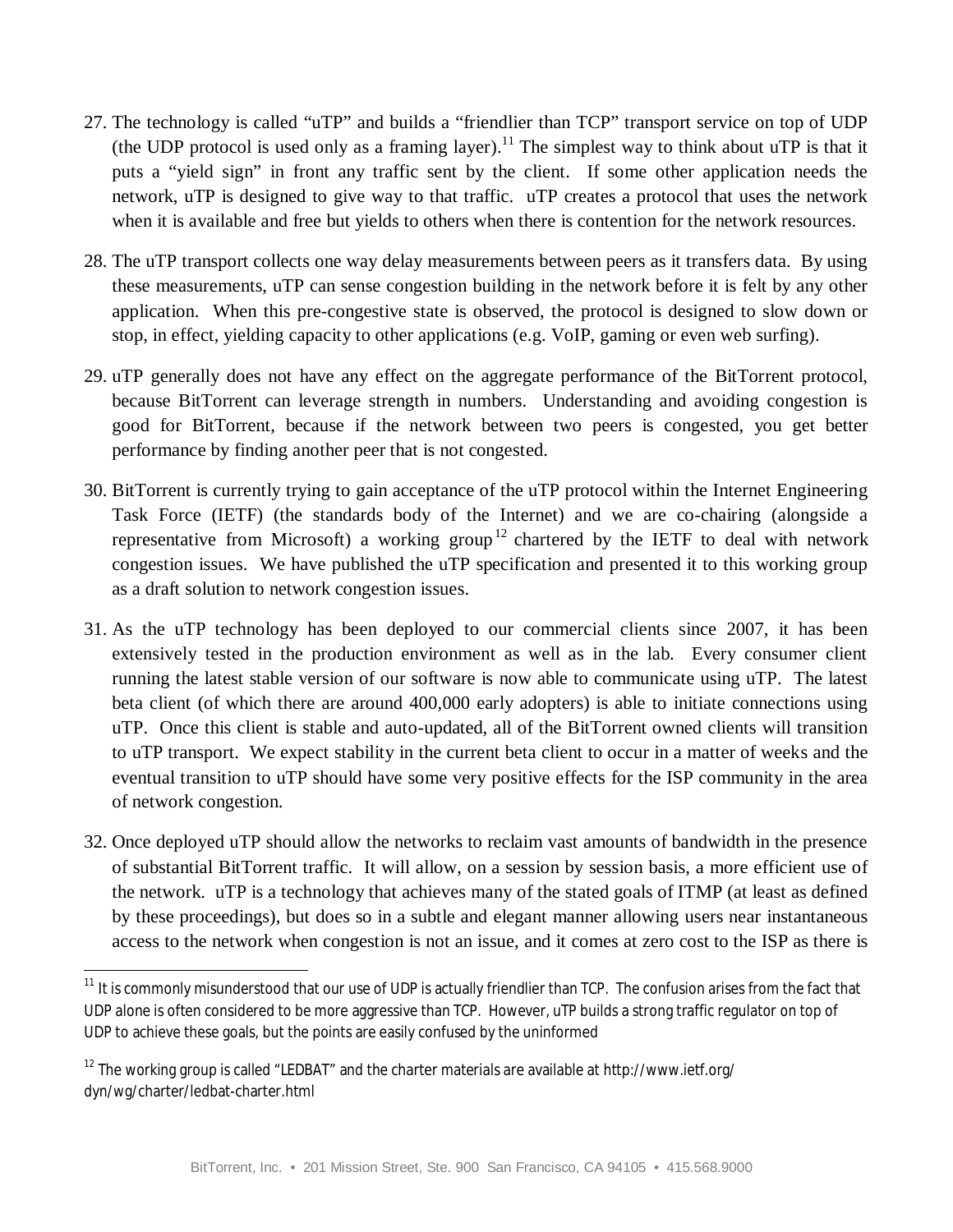27. The technology is called "uTP" and builds a "friendlier than TCP" transport service on top of UDP (the UDP protocol is used only as a framing layer).[11] The simplest way to think about uTP is that it puts a "yield sign" in front any traffic sent by the client. If some other application needs the network, uTP is designed to give way to that traffic. uTP creates a protocol that uses the network when it is available and free but yields to others when there is contention for the network resources.

28. The uTP transport collects one way delay measurements between peers as it transfers data. By using these measurements, uTP can sense congestion building in the network before it is felt by any other application. When this pre-congestive state is observed, the protocol is designed to slow down or stop, in effect, yielding capacity to other applications (e.g. VoIP, gaming or even web surfing).

29. uTP generally does not have any effect on the aggregate performance of the BitTorrent protocol, because BitTorrent can leverage strength in numbers. Understanding and avoiding congestion is good for BitTorrent, because if the network between two peers is congested, you get better performance by finding another peer that is not congested.

30. BitTorrent is currently trying to gain acceptance of the uTP protocol within the Internet Engineering Task Force (IETF) (the standards body of the Internet) and we are co-chairing (alongside a representative from Microsoft) a working group[12] chartered by the IETF to deal with network congestion issues. We have published the uTP specification and presented it to this working group as a draft solution to network congestion issues.

31. As the uTP technology has been deployed to our commercial clients since 2007, it has been extensively tested in the production environment as well as in the lab. Every consumer client running the latest stable version of our software is now able to communicate using uTP. The latest beta client (of which there are around 400,000 early adopters) is able to initiate connections using uTP. Once this client is stable and auto-updated, all of the BitTorrent owned clients will transition to uTP transport. We expect stability in the current beta client to occur in a matter of weeks and the eventual transition to uTP should have some very positive effects for the ISP community in the area of network congestion.

32. Once deployed uTP should allow the networks to reclaim vast amounts of bandwidth in the presence of substantial BitTorrent traffic. It will allow, on a session by session basis, a more efficient use of the network. uTP is a technology that achieves many of the stated goals of ITMP (at least as defined by these proceedings), but does so in a subtle and elegant manner allowing users near instantaneous access to the network when congestion is not an issue, and it comes at zero cost to the ISP as there is

---

[11] It is commonly misunderstood that our use of UDP is actually friendlier than TCP. The confusion arises from the fact that UDP alone is often considered to be more aggressive than TCP. However, uTP builds a strong traffic regulator on top of UDP to achieve these goals, but the points are easily confused by the uninformed

[12] The working group is called "LEDBAT" and the charter materials are available at http://www.ietf.org/dyn/wg/charter/ledbat-charter.html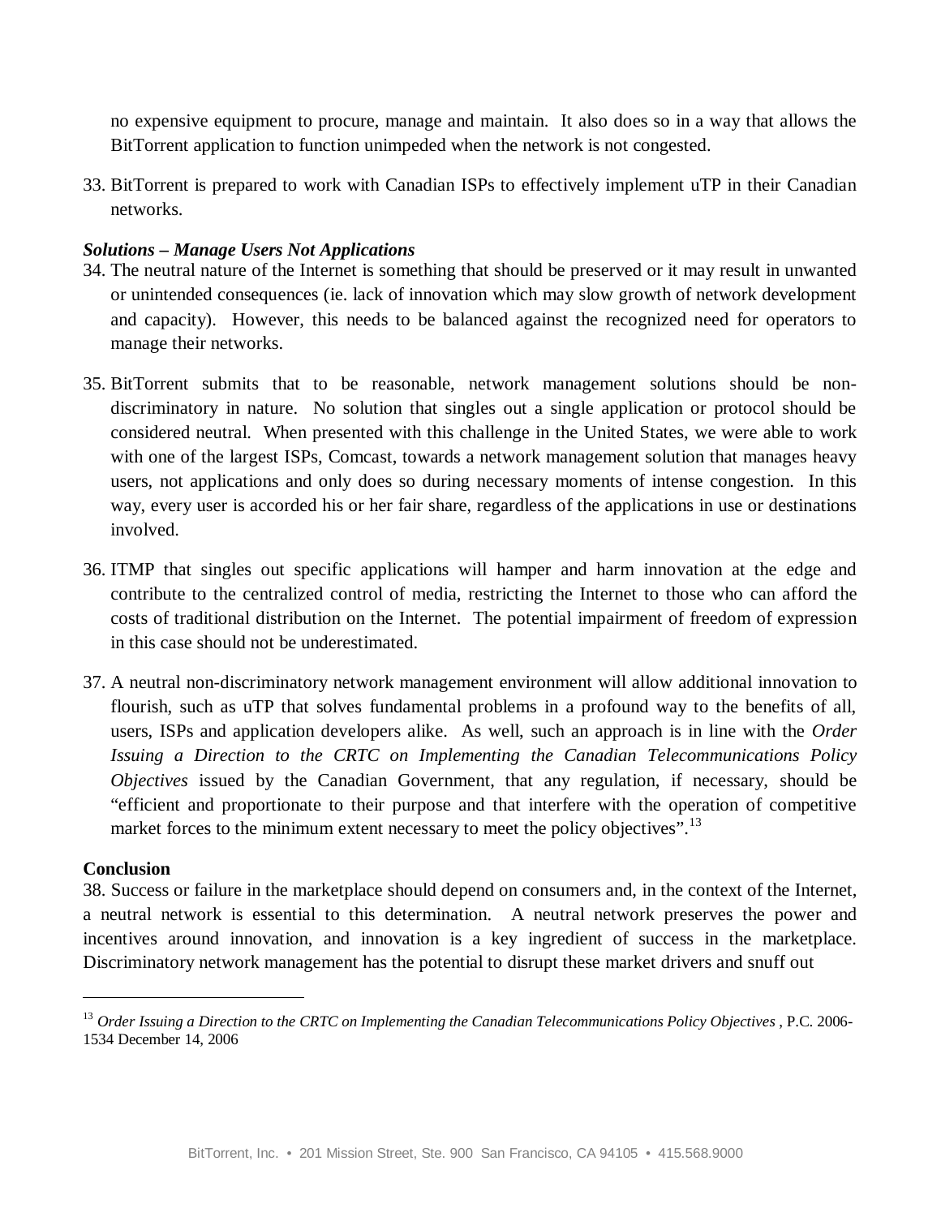no expensive equipment to procure, manage and maintain. It also does so in a way that allows the BitTorrent application to function unimpeded when the network is not congested.

33. BitTorrent is prepared to work with Canadian ISPs to effectively implement uTP in their Canadian networks.

***Solutions – Manage Users Not Applications***

34. The neutral nature of the Internet is something that should be preserved or it may result in unwanted or unintended consequences (ie. lack of innovation which may slow growth of network development and capacity). However, this needs to be balanced against the recognized need for operators to manage their networks.

35. BitTorrent submits that to be reasonable, network management solutions should be non-discriminatory in nature. No solution that singles out a single application or protocol should be considered neutral. When presented with this challenge in the United States, we were able to work with one of the largest ISPs, Comcast, towards a network management solution that manages heavy users, not applications and only does so during necessary moments of intense congestion. In this way, every user is accorded his or her fair share, regardless of the applications in use or destinations involved.

36. ITMP that singles out specific applications will hamper and harm innovation at the edge and contribute to the centralized control of media, restricting the Internet to those who can afford the costs of traditional distribution on the Internet. The potential impairment of freedom of expression in this case should not be underestimated.

37. A neutral non-discriminatory network management environment will allow additional innovation to flourish, such as uTP that solves fundamental problems in a profound way to the benefits of all, users, ISPs and application developers alike. As well, such an approach is in line with the *Order Issuing a Direction to the CRTC on Implementing the Canadian Telecommunications Policy Objectives* issued by the Canadian Government, that any regulation, if necessary, should be "efficient and proportionate to their purpose and that interfere with the operation of competitive market forces to the minimum extent necessary to meet the policy objectives".[13]

**Conclusion**

38. Success or failure in the marketplace should depend on consumers and, in the context of the Internet, a neutral network is essential to this determination. A neutral network preserves the power and incentives around innovation, and innovation is a key ingredient of success in the marketplace. Discriminatory network management has the potential to disrupt these market drivers and snuff out

---

[13] *Order Issuing a Direction to the CRTC on Implementing the Canadian Telecommunications Policy Objectives* , P.C. 2006-1534 December 14, 2006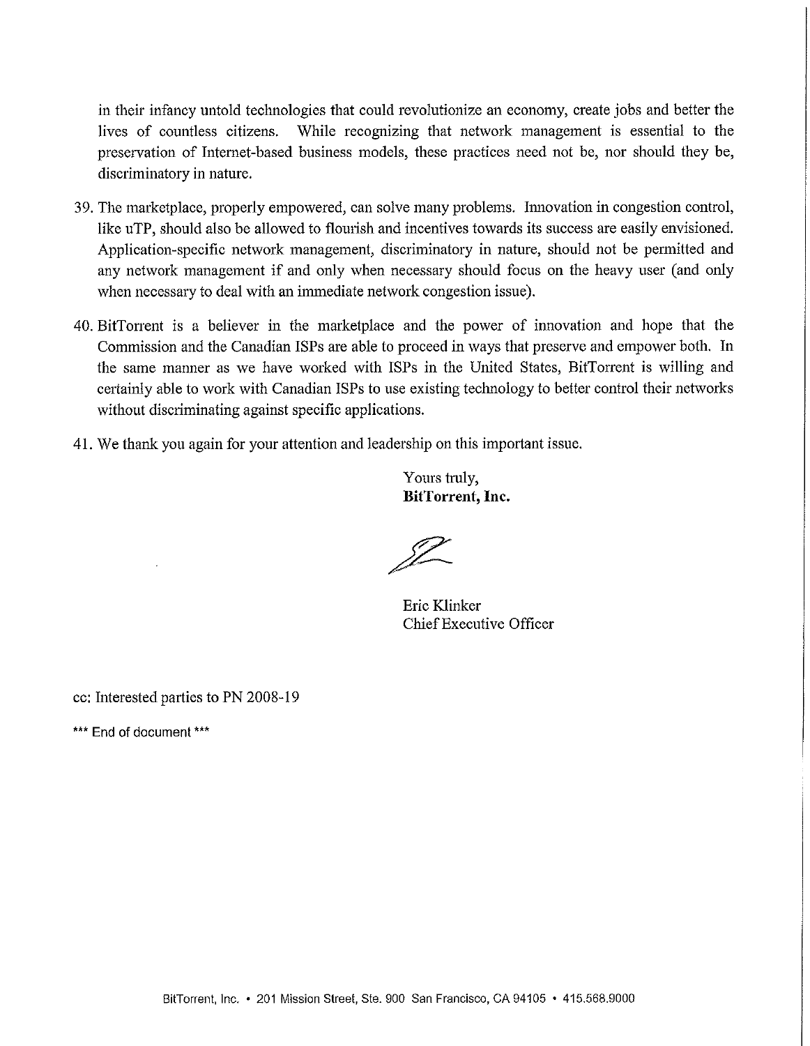in their infancy untold technologies that could revolutionize an economy, create jobs and better the lives of countless citizens. While recognizing that network management is essential to the preservation of Internet-based business models, these practices need not be, nor should they be, discriminatory in nature.

39. The marketplace, properly empowered, can solve many problems. Innovation in congestion control, like uTP, should also be allowed to flourish and incentives towards its success are easily envisioned. Application-specific network management, discriminatory in nature, should not be permitted and any network management if and only when necessary should focus on the heavy user (and only when necessary to deal with an immediate network congestion issue).

40. BitTorrent is a believer in the marketplace and the power of innovation and hope that the Commission and the Canadian ISPs are able to proceed in ways that preserve and empower both. In the same manner as we have worked with ISPs in the United States, BitTorrent is willing and certainly able to work with Canadian ISPs to use existing technology to better control their networks without discriminating against specific applications.

41. We thank you again for your attention and leadership on this important issue.

Yours truly,
**BitTorrent, Inc.**

Eric Klinker
Chief Executive Officer

cc: Interested parties to PN 2008-19

*** End of document ***

BitTorrent, Inc. • 201 Mission Street, Ste. 900 San Francisco, CA 94105 • 415.568.9000